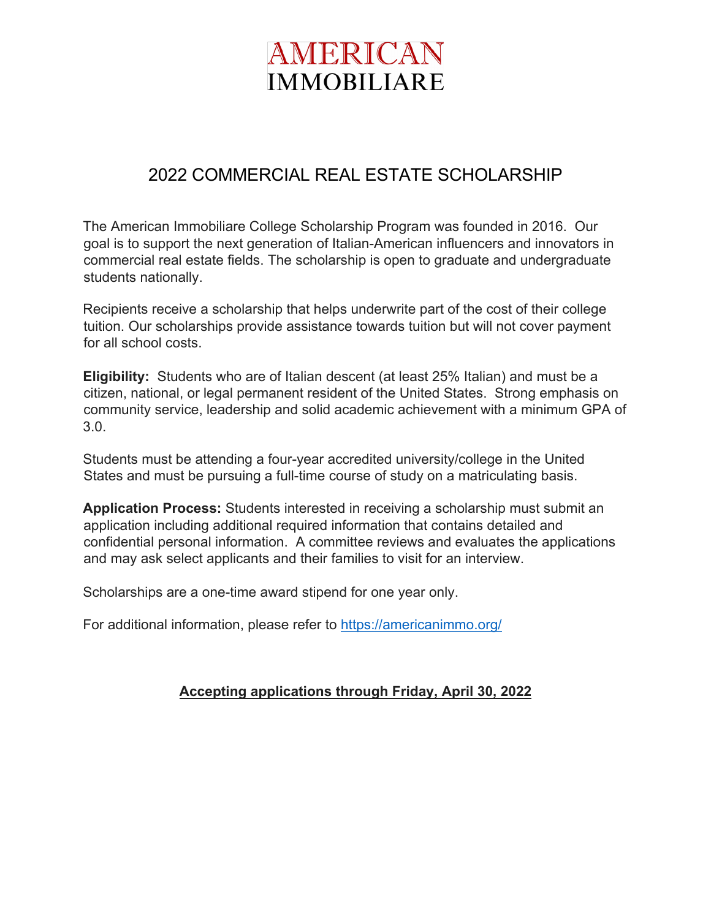# AMERICAN IMMOBILIARE

## 2022 COMMERCIAL REAL ESTATE SCHOLARSHIP

The American Immobiliare College Scholarship Program was founded in 2016. Our goal is to support the next generation of Italian-American influencers and innovators in commercial real estate fields. The scholarship is open to graduate and undergraduate students nationally.

Recipients receive a scholarship that helps underwrite part of the cost of their college tuition. Our scholarships provide assistance towards tuition but will not cover payment for all school costs.

**Eligibility:** Students who are of Italian descent (at least 25% Italian) and must be a citizen, national, or legal permanent resident of the United States. Strong emphasis on community service, leadership and solid academic achievement with a minimum GPA of 3.0.

Students must be attending a four-year accredited university/college in the United States and must be pursuing a full-time course of study on a matriculating basis.

**Application Process:** Students interested in receiving a scholarship must submit an application including additional required information that contains detailed and confidential personal information. A committee reviews and evaluates the applications and may ask select applicants and their families to visit for an interview.

Scholarships are a one-time award stipend for one year only.

For additional information, please refer to [https://americanimmo.org/](https://americanimmo.org/)

**Accepting applications through Friday, April 30, 2022**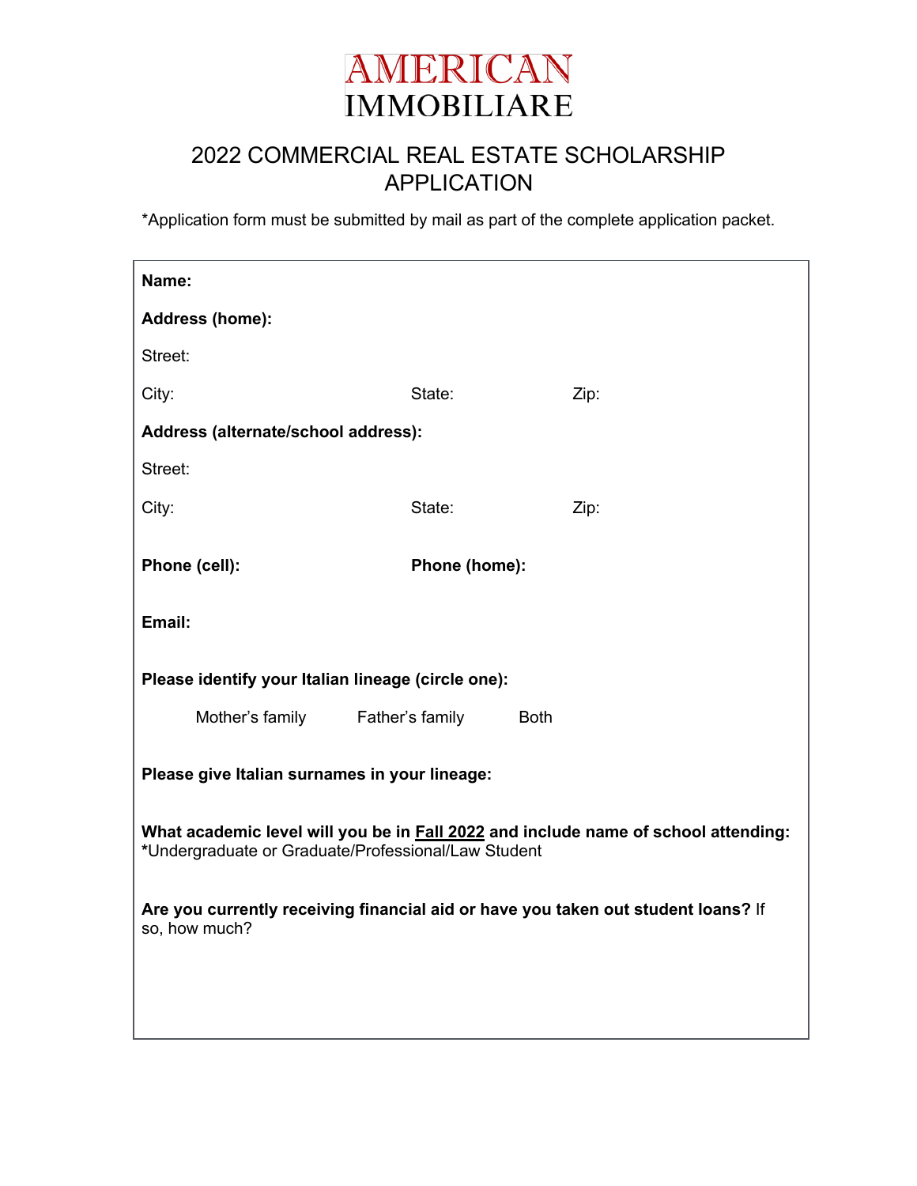# AMERICAN IMMOBILIARE

## 2022 COMMERCIAL REAL ESTATE SCHOLARSHIP APPLICATION

*Application form must be submitted by mail as part of the complete application packet.

**Name:**

**Address (home):**

Street:

City: State: Zip:

**Address (alternate/school address):**

Street:

City: State: Zip:

**Phone (cell):** **Phone (home):**

**Email:**

**Please identify your Italian lineage (circle one):**

Mother's family Father's family Both

**Please give Italian surnames in your lineage:**

**What academic level will you be in Fall 2022 and include name of school attending:**
*Undergraduate or Graduate/Professional/Law Student

**Are you currently receiving financial aid or have you taken out student loans?** If so, how much?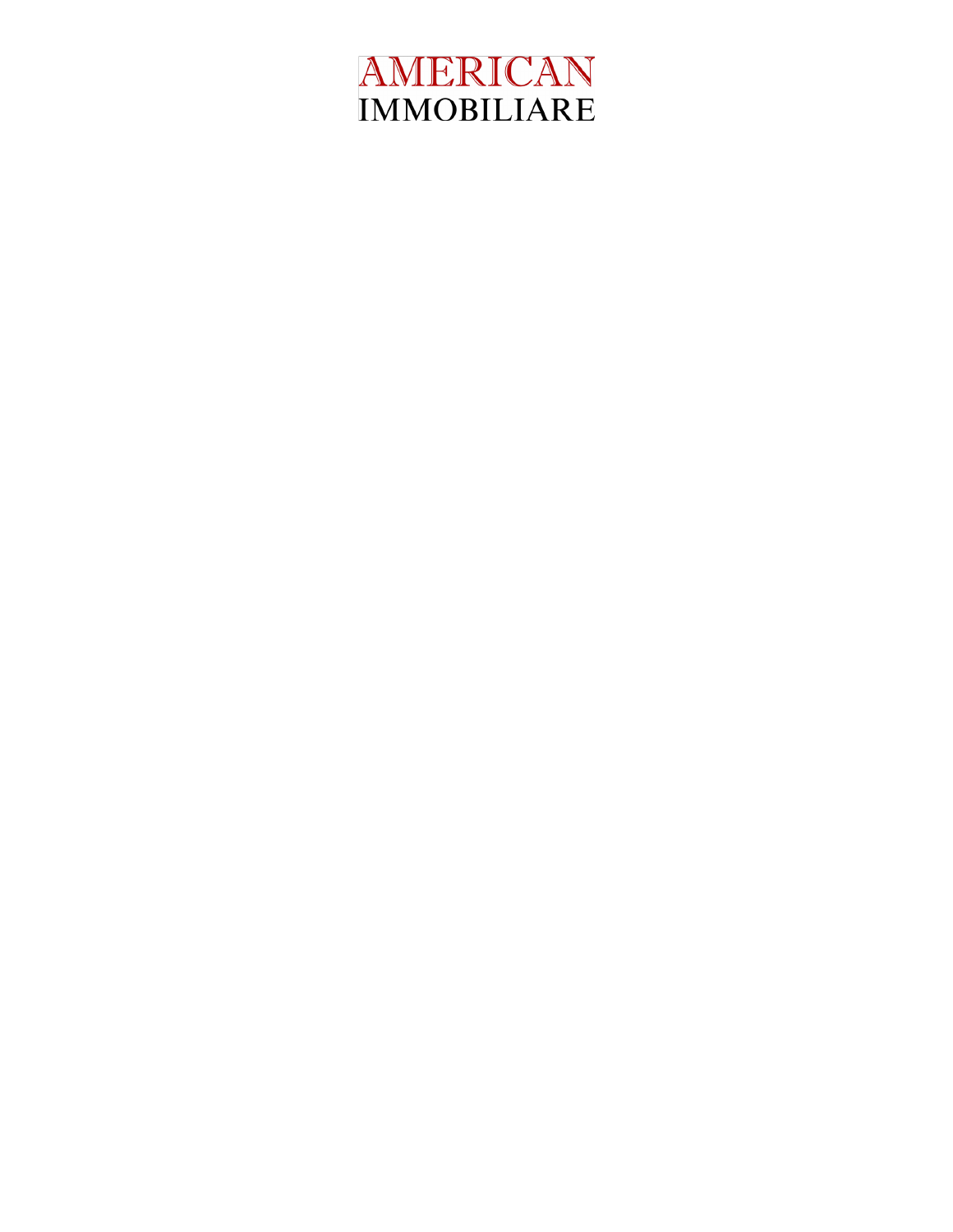AMERICAN
IMMOBILIARE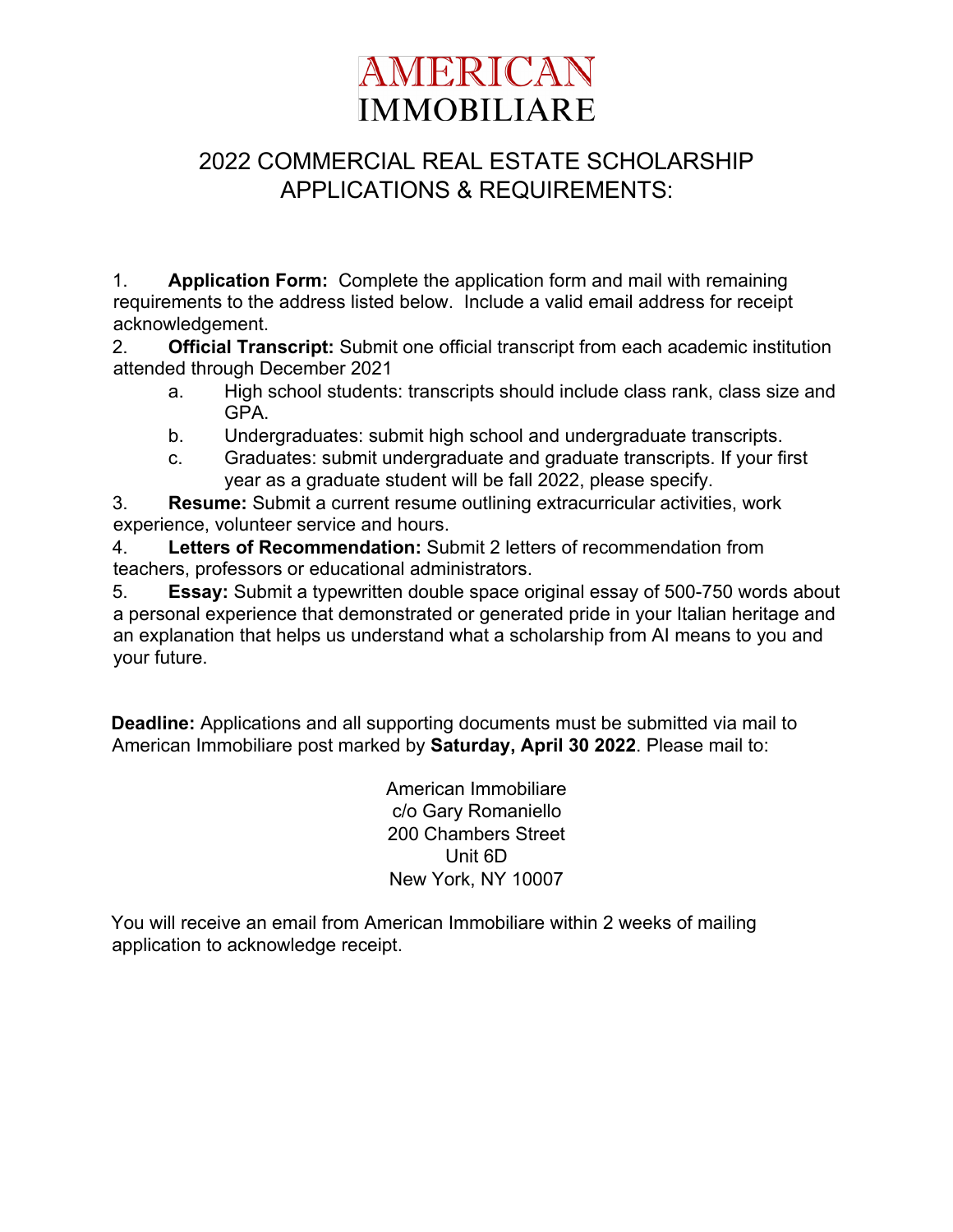# AMERICAN IMMOBILIARE

## 2022 COMMERCIAL REAL ESTATE SCHOLARSHIP APPLICATIONS & REQUIREMENTS:

1. **Application Form:** Complete the application form and mail with remaining requirements to the address listed below. Include a valid email address for receipt acknowledgement.
2. **Official Transcript:** Submit one official transcript from each academic institution attended through December 2021
   a. High school students: transcripts should include class rank, class size and GPA.
   b. Undergraduates: submit high school and undergraduate transcripts.
   c. Graduates: submit undergraduate and graduate transcripts. If your first year as a graduate student will be fall 2022, please specify.
3. **Resume:** Submit a current resume outlining extracurricular activities, work experience, volunteer service and hours.
4. **Letters of Recommendation:** Submit 2 letters of recommendation from teachers, professors or educational administrators.
5. **Essay:** Submit a typewritten double space original essay of 500-750 words about a personal experience that demonstrated or generated pride in your Italian heritage and an explanation that helps us understand what a scholarship from AI means to you and your future.

**Deadline:** Applications and all supporting documents must be submitted via mail to American Immobiliare post marked by **Saturday, April 30 2022**. Please mail to:

American Immobiliare
c/o Gary Romaniello
200 Chambers Street
Unit 6D
New York, NY 10007

You will receive an email from American Immobiliare within 2 weeks of mailing application to acknowledge receipt.